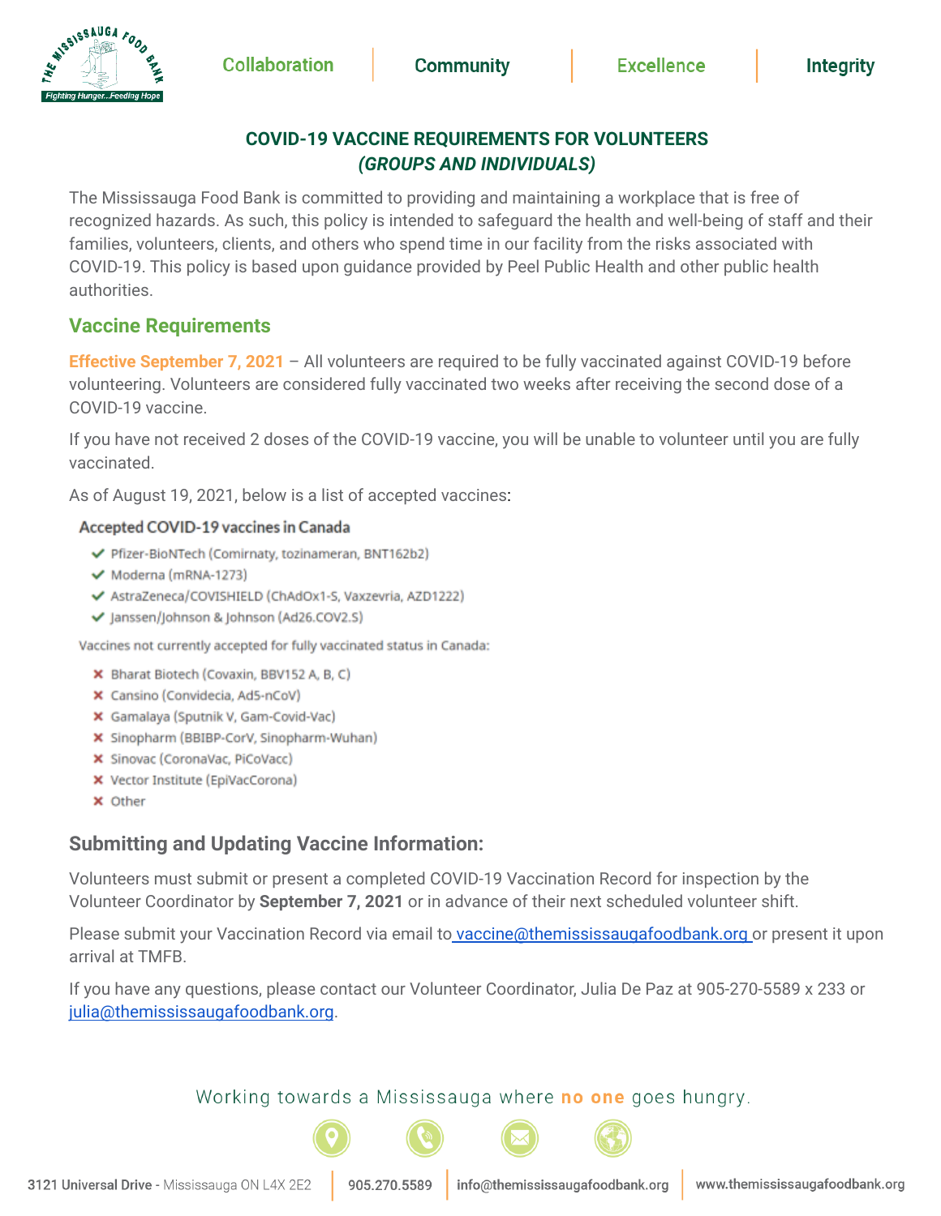Collaboration | Community | Excellence | Integrity

# COVID-19 VACCINE REQUIREMENTS FOR VOLUNTEERS
## *(GROUPS AND INDIVIDUALS)*

The Mississauga Food Bank is committed to providing and maintaining a workplace that is free of recognized hazards. As such, this policy is intended to safeguard the health and well-being of staff and their families, volunteers, clients, and others who spend time in our facility from the risks associated with COVID-19. This policy is based upon guidance provided by Peel Public Health and other public health authorities.

## Vaccine Requirements

**Effective September 7, 2021** – All volunteers are required to be fully vaccinated against COVID-19 before volunteering. Volunteers are considered fully vaccinated two weeks after receiving the second dose of a COVID-19 vaccine.

If you have not received 2 doses of the COVID-19 vaccine, you will be unable to volunteer until you are fully vaccinated.

As of August 19, 2021, below is a list of accepted vaccines:

**Accepted COVID-19 vaccines in Canada**

- ✔ Pfizer-BioNTech (Comirnaty, tozinameran, BNT162b2)
- ✔ Moderna (mRNA-1273)
- ✔ AstraZeneca/COVISHIELD (ChAdOx1-S, Vaxzevria, AZD1222)
- ✔ Janssen/Johnson & Johnson (Ad26.COV2.S)

Vaccines not currently accepted for fully vaccinated status in Canada:

- ✘ Bharat Biotech (Covaxin, BBV152 A, B, C)
- ✘ Cansino (Convidecia, Ad5-nCoV)
- ✘ Gamalaya (Sputnik V, Gam-Covid-Vac)
- ✘ Sinopharm (BBIBP-CorV, Sinopharm-Wuhan)
- ✘ Sinovac (CoronaVac, PiCoVacc)
- ✘ Vector Institute (EpiVacCorona)
- ✘ Other

## Submitting and Updating Vaccine Information:

Volunteers must submit or present a completed COVID-19 Vaccination Record for inspection by the Volunteer Coordinator by **September 7, 2021** or in advance of their next scheduled volunteer shift.

Please submit your Vaccination Record via email to vaccine@themississaugafoodbank.org or present it upon arrival at TMFB.

If you have any questions, please contact our Volunteer Coordinator, Julia De Paz at 905-270-5589 x 233 or julia@themississaugafoodbank.org.

Working towards a Mississauga where **no one** goes hungry.

**3121 Universal Drive** - Mississauga ON L4X 2E2 | **905.270.5589** | **info@themississaugafoodbank.org** | **www.themississaugafoodbank.org**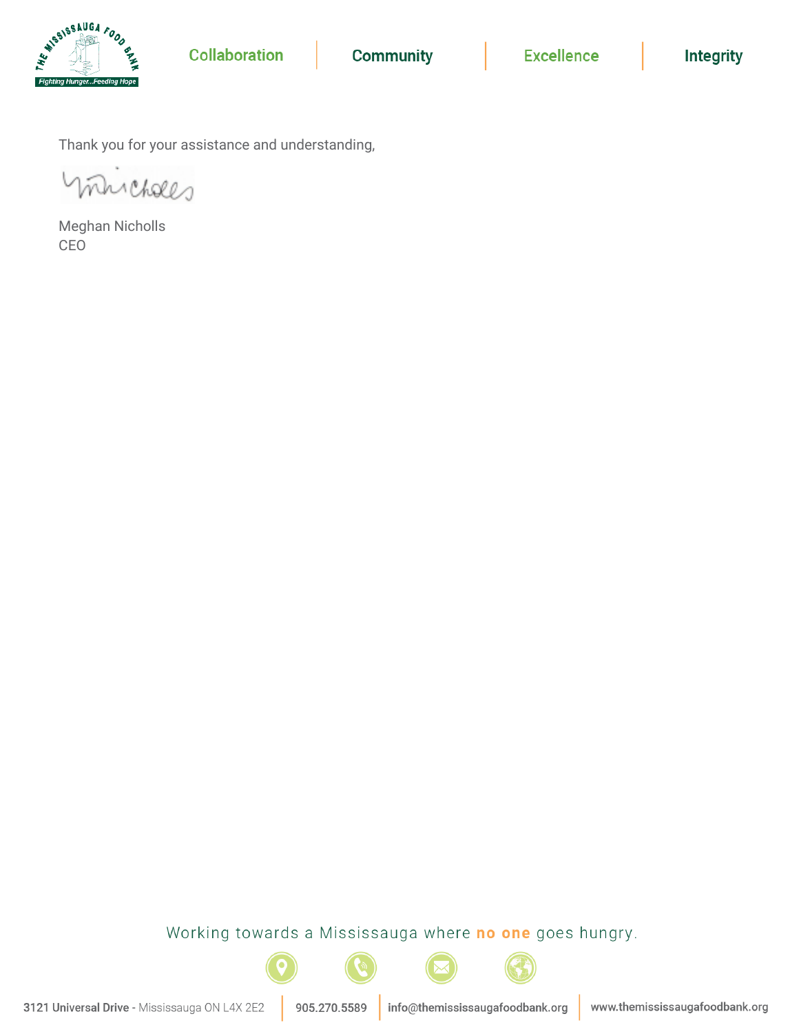Thank you for your assistance and understanding,

Meghan Nicholls
CEO